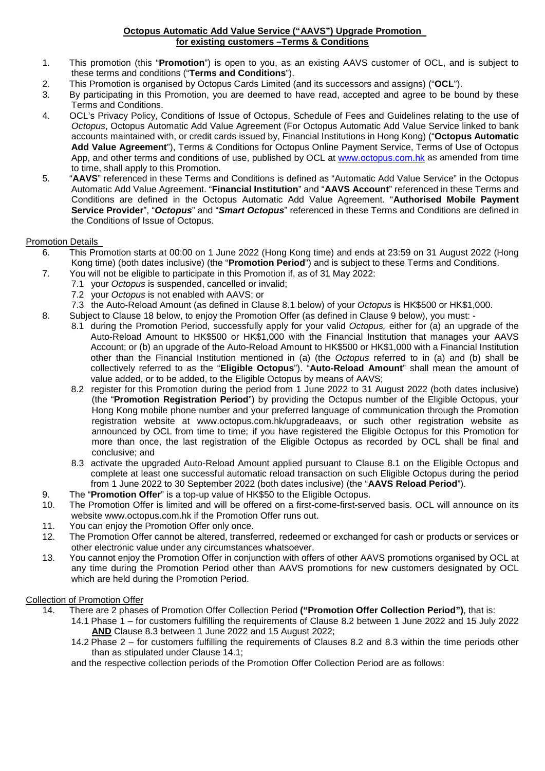# **Octopus Automatic Add Value Service ("AAVS") Upgrade Promotion for existing customers –Terms & Conditions**

1. This promotion (this "**Promotion**") is open to you, as an existing AAVS customer of OCL, and is subject to these terms and conditions ("**Terms and Conditions**").
2. This Promotion is organised by Octopus Cards Limited (and its successors and assigns) ("**OCL**").
3. By participating in this Promotion, you are deemed to have read, accepted and agree to be bound by these Terms and Conditions.
4. OCL's Privacy Policy, Conditions of Issue of Octopus, Schedule of Fees and Guidelines relating to the use of *Octopus*, Octopus Automatic Add Value Agreement (For Octopus Automatic Add Value Service linked to bank accounts maintained with, or credit cards issued by, Financial Institutions in Hong Kong) ("**Octopus Automatic Add Value Agreement**"), Terms & Conditions for Octopus Online Payment Service, Terms of Use of Octopus App, and other terms and conditions of use, published by OCL at www.octopus.com.hk as amended from time to time, shall apply to this Promotion.
5. "**AAVS**" referenced in these Terms and Conditions is defined as "Automatic Add Value Service" in the Octopus Automatic Add Value Agreement. "**Financial Institution**" and "**AAVS Account**" referenced in these Terms and Conditions are defined in the Octopus Automatic Add Value Agreement. "**Authorised Mobile Payment Service Provider**", "***Octopus***" and "***Smart Octopus***" referenced in these Terms and Conditions are defined in the Conditions of Issue of Octopus.

## Promotion Details

6. This Promotion starts at 00:00 on 1 June 2022 (Hong Kong time) and ends at 23:59 on 31 August 2022 (Hong Kong time) (both dates inclusive) (the "**Promotion Period**") and is subject to these Terms and Conditions.
7. You will not be eligible to participate in this Promotion if, as of 31 May 2022:
   - 7.1 your *Octopus* is suspended, cancelled or invalid;
   - 7.2 your *Octopus* is not enabled with AAVS; or
   - 7.3 the Auto-Reload Amount (as defined in Clause 8.1 below) of your *Octopus* is HK$500 or HK$1,000.
8. Subject to Clause 18 below, to enjoy the Promotion Offer (as defined in Clause 9 below), you must: -
   - 8.1 during the Promotion Period, successfully apply for your valid *Octopus,* either for (a) an upgrade of the Auto-Reload Amount to HK$500 or HK$1,000 with the Financial Institution that manages your AAVS Account; or (b) an upgrade of the Auto-Reload Amount to HK$500 or HK$1,000 with a Financial Institution other than the Financial Institution mentioned in (a) (the *Octopus* referred to in (a) and (b) shall be collectively referred to as the "**Eligible Octopus**"). "**Auto-Reload Amount**" shall mean the amount of value added, or to be added, to the Eligible Octopus by means of AAVS;
   - 8.2 register for this Promotion during the period from 1 June 2022 to 31 August 2022 (both dates inclusive) (the "**Promotion Registration Period**") by providing the Octopus number of the Eligible Octopus, your Hong Kong mobile phone number and your preferred language of communication through the Promotion registration website at www.octopus.com.hk/upgradeaavs, or such other registration website as announced by OCL from time to time; if you have registered the Eligible Octopus for this Promotion for more than once, the last registration of the Eligible Octopus as recorded by OCL shall be final and conclusive; and
   - 8.3 activate the upgraded Auto-Reload Amount applied pursuant to Clause 8.1 on the Eligible Octopus and complete at least one successful automatic reload transaction on such Eligible Octopus during the period from 1 June 2022 to 30 September 2022 (both dates inclusive) (the "**AAVS Reload Period**").
9. The "**Promotion Offer**" is a top-up value of HK$50 to the Eligible Octopus.
10. The Promotion Offer is limited and will be offered on a first-come-first-served basis. OCL will announce on its website www.octopus.com.hk if the Promotion Offer runs out.
11. You can enjoy the Promotion Offer only once.
12. The Promotion Offer cannot be altered, transferred, redeemed or exchanged for cash or products or services or other electronic value under any circumstances whatsoever.
13. You cannot enjoy the Promotion Offer in conjunction with offers of other AAVS promotions organised by OCL at any time during the Promotion Period other than AAVS promotions for new customers designated by OCL which are held during the Promotion Period.

## Collection of Promotion Offer

14. There are 2 phases of Promotion Offer Collection Period **("Promotion Offer Collection Period")**, that is:
    - 14.1 Phase 1 – for customers fulfilling the requirements of Clause 8.2 between 1 June 2022 and 15 July 2022 **AND** Clause 8.3 between 1 June 2022 and 15 August 2022;
    - 14.2 Phase 2 – for customers fulfilling the requirements of Clauses 8.2 and 8.3 within the time periods other than as stipulated under Clause 14.1;

    and the respective collection periods of the Promotion Offer Collection Period are as follows: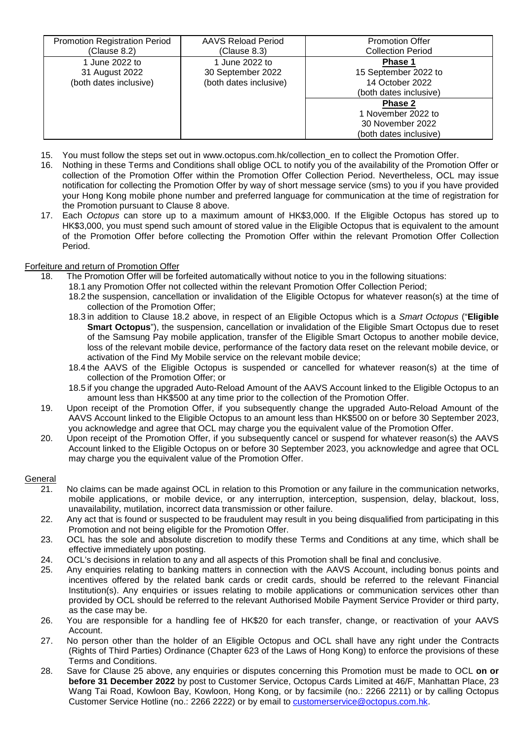| Promotion Registration Period (Clause 8.2) | AAVS Reload Period (Clause 8.3) | Promotion Offer Collection Period |
|---|---|---|
| 1 June 2022 to 31 August 2022 (both dates inclusive) | 1 June 2022 to 30 September 2022 (both dates inclusive) | **Phase 1** 15 September 2022 to 14 October 2022 (both dates inclusive) |
| | | **Phase 2** 1 November 2022 to 30 November 2022 (both dates inclusive) |

15. You must follow the steps set out in www.octopus.com.hk/collection_en to collect the Promotion Offer.
16. Nothing in these Terms and Conditions shall oblige OCL to notify you of the availability of the Promotion Offer or collection of the Promotion Offer within the Promotion Offer Collection Period. Nevertheless, OCL may issue notification for collecting the Promotion Offer by way of short message service (sms) to you if you have provided your Hong Kong mobile phone number and preferred language for communication at the time of registration for the Promotion pursuant to Clause 8 above.
17. Each *Octopus* can store up to a maximum amount of HK$3,000. If the Eligible Octopus has stored up to HK$3,000, you must spend such amount of stored value in the Eligible Octopus that is equivalent to the amount of the Promotion Offer before collecting the Promotion Offer within the relevant Promotion Offer Collection Period.

<u>Forfeiture and return of Promotion Offer</u>

18. The Promotion Offer will be forfeited automatically without notice to you in the following situations:
    18.1 any Promotion Offer not collected within the relevant Promotion Offer Collection Period;
    18.2 the suspension, cancellation or invalidation of the Eligible Octopus for whatever reason(s) at the time of collection of the Promotion Offer;
    18.3 in addition to Clause 18.2 above, in respect of an Eligible Octopus which is a *Smart Octopus* ("**Eligible Smart Octopus**"), the suspension, cancellation or invalidation of the Eligible Smart Octopus due to reset of the Samsung Pay mobile application, transfer of the Eligible Smart Octopus to another mobile device, loss of the relevant mobile device, performance of the factory data reset on the relevant mobile device, or activation of the Find My Mobile service on the relevant mobile device;
    18.4 the AAVS of the Eligible Octopus is suspended or cancelled for whatever reason(s) at the time of collection of the Promotion Offer; or
    18.5 if you change the upgraded Auto-Reload Amount of the AAVS Account linked to the Eligible Octopus to an amount less than HK$500 at any time prior to the collection of the Promotion Offer.
19. Upon receipt of the Promotion Offer, if you subsequently change the upgraded Auto-Reload Amount of the AAVS Account linked to the Eligible Octopus to an amount less than HK$500 on or before 30 September 2023, you acknowledge and agree that OCL may charge you the equivalent value of the Promotion Offer.
20. Upon receipt of the Promotion Offer, if you subsequently cancel or suspend for whatever reason(s) the AAVS Account linked to the Eligible Octopus on or before 30 September 2023, you acknowledge and agree that OCL may charge you the equivalent value of the Promotion Offer.

<u>General</u>

21. No claims can be made against OCL in relation to this Promotion or any failure in the communication networks, mobile applications, or mobile device, or any interruption, interception, suspension, delay, blackout, loss, unavailability, mutilation, incorrect data transmission or other failure.
22. Any act that is found or suspected to be fraudulent may result in you being disqualified from participating in this Promotion and not being eligible for the Promotion Offer.
23. OCL has the sole and absolute discretion to modify these Terms and Conditions at any time, which shall be effective immediately upon posting.
24. OCL's decisions in relation to any and all aspects of this Promotion shall be final and conclusive.
25. Any enquiries relating to banking matters in connection with the AAVS Account, including bonus points and incentives offered by the related bank cards or credit cards, should be referred to the relevant Financial Institution(s). Any enquiries or issues relating to mobile applications or communication services other than provided by OCL should be referred to the relevant Authorised Mobile Payment Service Provider or third party, as the case may be.
26. You are responsible for a handling fee of HK$20 for each transfer, change, or reactivation of your AAVS Account.
27. No person other than the holder of an Eligible Octopus and OCL shall have any right under the Contracts (Rights of Third Parties) Ordinance (Chapter 623 of the Laws of Hong Kong) to enforce the provisions of these Terms and Conditions.
28. Save for Clause 25 above, any enquiries or disputes concerning this Promotion must be made to OCL **on or before 31 December 2022** by post to Customer Service, Octopus Cards Limited at 46/F, Manhattan Place, 23 Wang Tai Road, Kowloon Bay, Kowloon, Hong Kong, or by facsimile (no.: 2266 2211) or by calling Octopus Customer Service Hotline (no.: 2266 2222) or by email to customerservice@octopus.com.hk.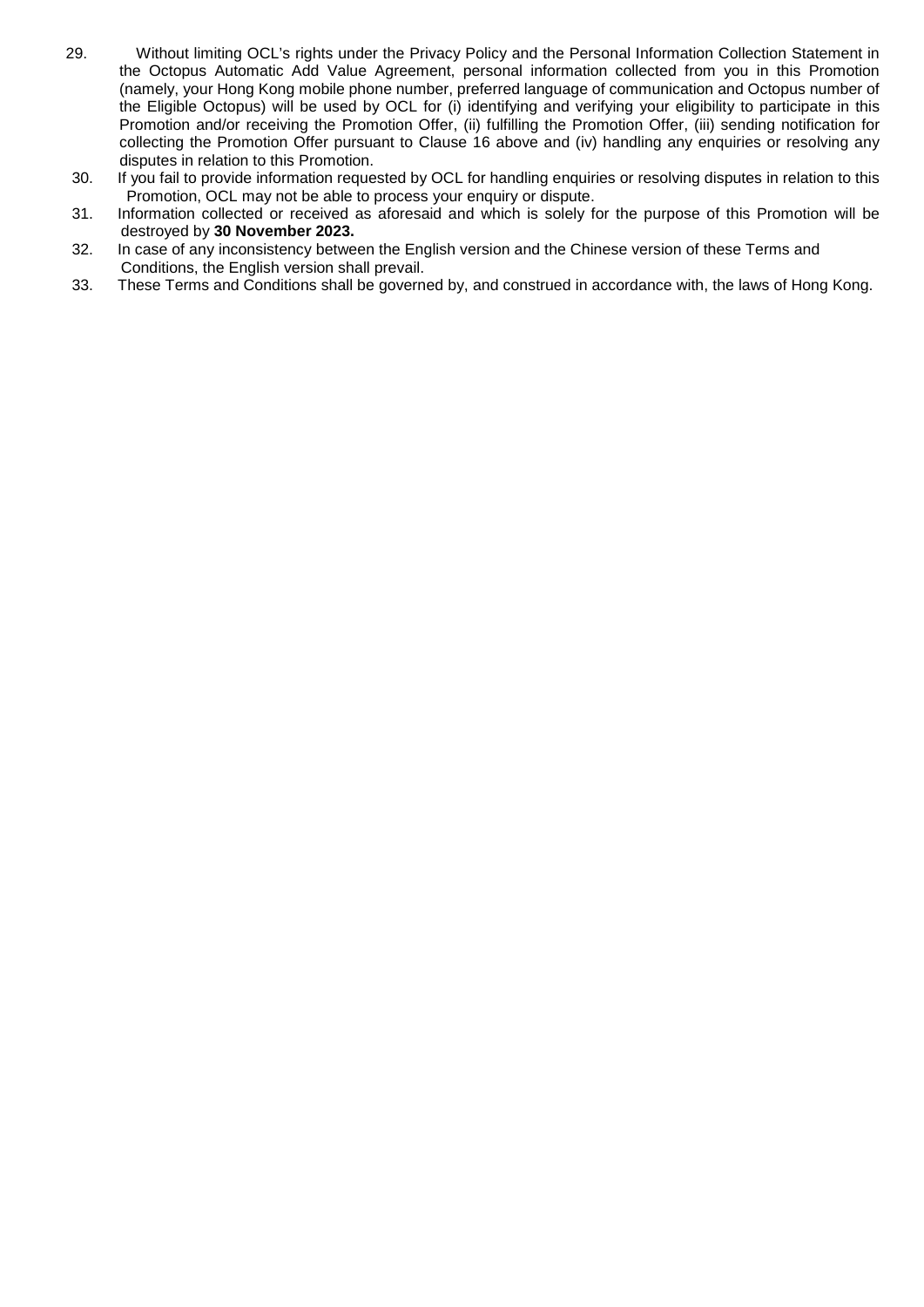29. Without limiting OCL's rights under the Privacy Policy and the Personal Information Collection Statement in the Octopus Automatic Add Value Agreement, personal information collected from you in this Promotion (namely, your Hong Kong mobile phone number, preferred language of communication and Octopus number of the Eligible Octopus) will be used by OCL for (i) identifying and verifying your eligibility to participate in this Promotion and/or receiving the Promotion Offer, (ii) fulfilling the Promotion Offer, (iii) sending notification for collecting the Promotion Offer pursuant to Clause 16 above and (iv) handling any enquiries or resolving any disputes in relation to this Promotion.
30. If you fail to provide information requested by OCL for handling enquiries or resolving disputes in relation to this Promotion, OCL may not be able to process your enquiry or dispute.
31. Information collected or received as aforesaid and which is solely for the purpose of this Promotion will be destroyed by **30 November 2023.**
32. In case of any inconsistency between the English version and the Chinese version of these Terms and Conditions, the English version shall prevail.
33. These Terms and Conditions shall be governed by, and construed in accordance with, the laws of Hong Kong.